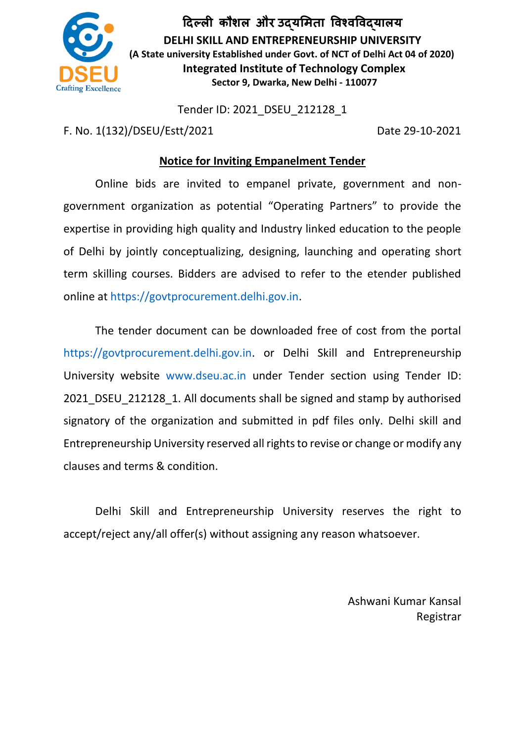# दिल्ली कौशल और उद्यमिता विश्वविद्यालय

**DELHI SKILL AND ENTREPRENEURSHIP UNIVERSITY**

**(A State university Established under Govt. of NCT of Delhi Act 04 of 2020)**

**Integrated Institute of Technology Complex**

**Sector 9, Dwarka, New Delhi - 110077**

DSEU
Crafting Excellence

Tender ID: 2021_DSEU_212128_1

F. No. 1(132)/DSEU/Estt/2021 Date 29-10-2021

## Notice for Inviting Empanelment Tender

Online bids are invited to empanel private, government and non-government organization as potential "Operating Partners" to provide the expertise in providing high quality and Industry linked education to the people of Delhi by jointly conceptualizing, designing, launching and operating short term skilling courses. Bidders are advised to refer to the etender published online at https://govtprocurement.delhi.gov.in.

The tender document can be downloaded free of cost from the portal https://govtprocurement.delhi.gov.in. or Delhi Skill and Entrepreneurship University website www.dseu.ac.in under Tender section using Tender ID: 2021_DSEU_212128_1. All documents shall be signed and stamp by authorised signatory of the organization and submitted in pdf files only. Delhi skill and Entrepreneurship University reserved all rights to revise or change or modify any clauses and terms & condition.

Delhi Skill and Entrepreneurship University reserves the right to accept/reject any/all offer(s) without assigning any reason whatsoever.

Ashwani Kumar Kansal
Registrar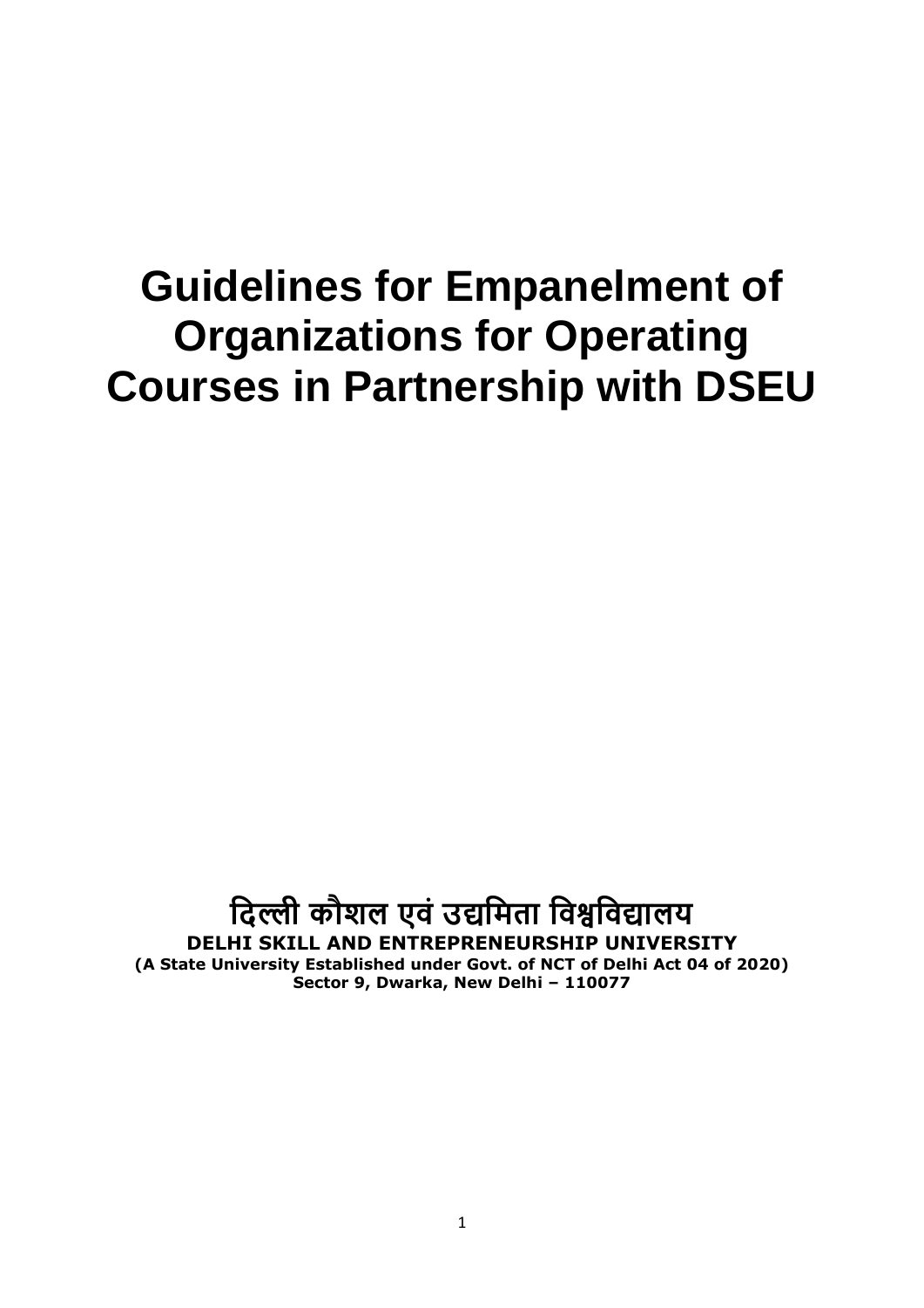# Guidelines for Empanelment of Organizations for Operating Courses in Partnership with DSEU

**दिल्ली कौशल एवं उद्यमिता विश्वविद्यालय**

**DELHI SKILL AND ENTREPRENEURSHIP UNIVERSITY**

**(A State University Established under Govt. of NCT of Delhi Act 04 of 2020)**

**Sector 9, Dwarka, New Delhi – 110077**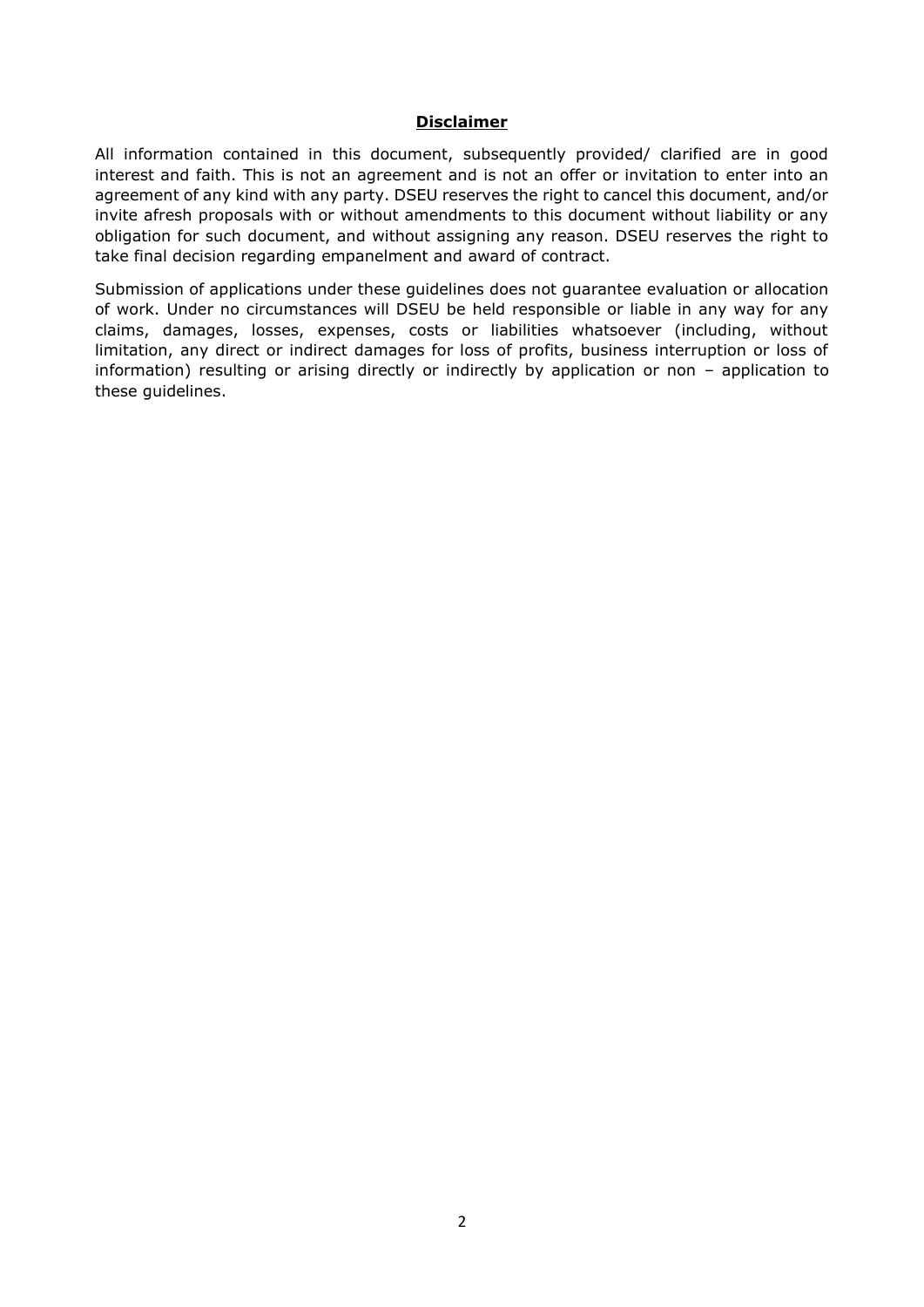## **Disclaimer**

All information contained in this document, subsequently provided/ clarified are in good interest and faith. This is not an agreement and is not an offer or invitation to enter into an agreement of any kind with any party. DSEU reserves the right to cancel this document, and/or invite afresh proposals with or without amendments to this document without liability or any obligation for such document, and without assigning any reason. DSEU reserves the right to take final decision regarding empanelment and award of contract.

Submission of applications under these guidelines does not guarantee evaluation or allocation of work. Under no circumstances will DSEU be held responsible or liable in any way for any claims, damages, losses, expenses, costs or liabilities whatsoever (including, without limitation, any direct or indirect damages for loss of profits, business interruption or loss of information) resulting or arising directly or indirectly by application or non – application to these guidelines.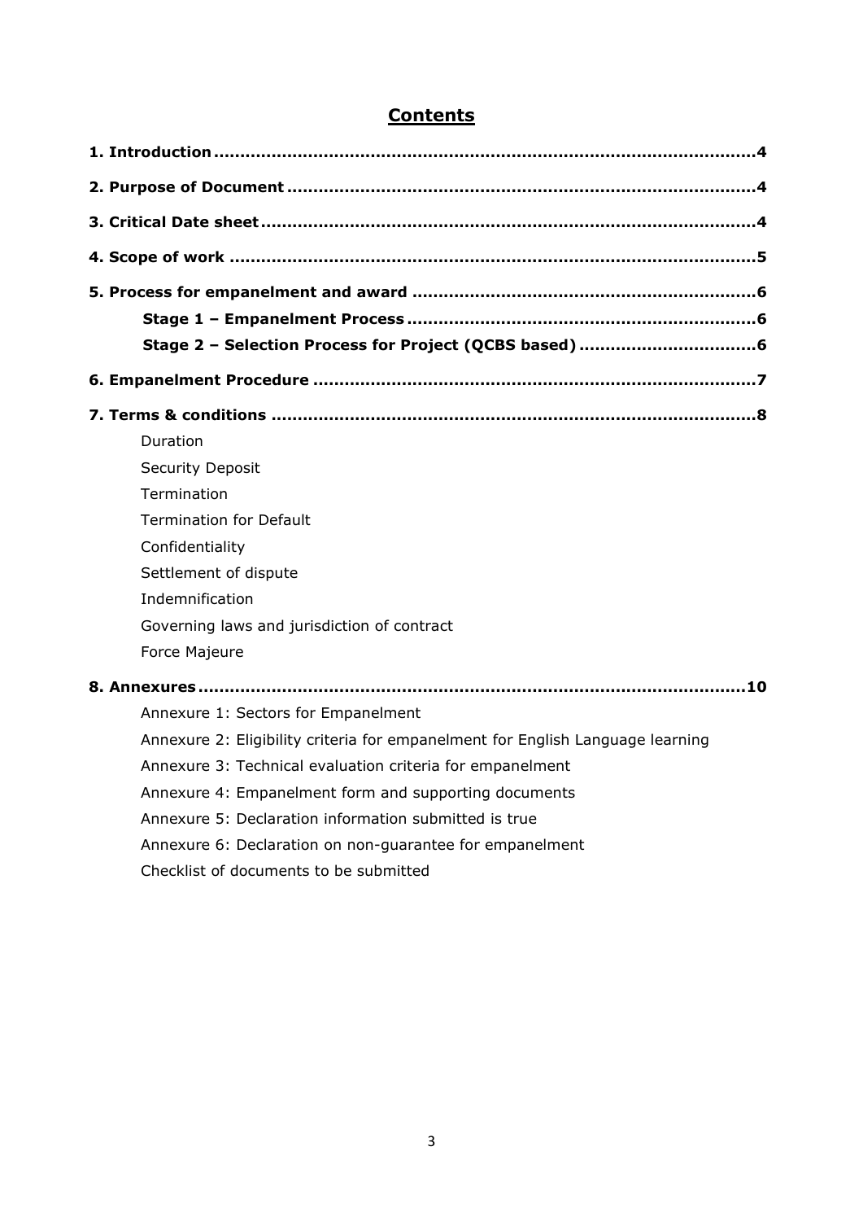# Contents

**1. Introduction** .......................................................................................... **4**

**2. Purpose of Document** ................................................................................ **4**

**3. Critical Date sheet** ...................................................................................... **4**

**4. Scope of work** ............................................................................................ **5**

**5. Process for empanelment and award** ......................................................... **6**

- **Stage 1 – Empanelment Process** ............................................................ **6**
- **Stage 2 – Selection Process for Project (QCBS based)** ............................ **6**

**6. Empanelment Procedure** ........................................................................... **7**

**7. Terms & conditions** ................................................................................... **8**

- Duration
- Security Deposit
- Termination
- Termination for Default
- Confidentiality
- Settlement of dispute
- Indemnification
- Governing laws and jurisdiction of contract
- Force Majeure

**8. Annexures** ................................................................................................. **10**

- Annexure 1: Sectors for Empanelment
- Annexure 2: Eligibility criteria for empanelment for English Language learning
- Annexure 3: Technical evaluation criteria for empanelment
- Annexure 4: Empanelment form and supporting documents
- Annexure 5: Declaration information submitted is true
- Annexure 6: Declaration on non-guarantee for empanelment
- Checklist of documents to be submitted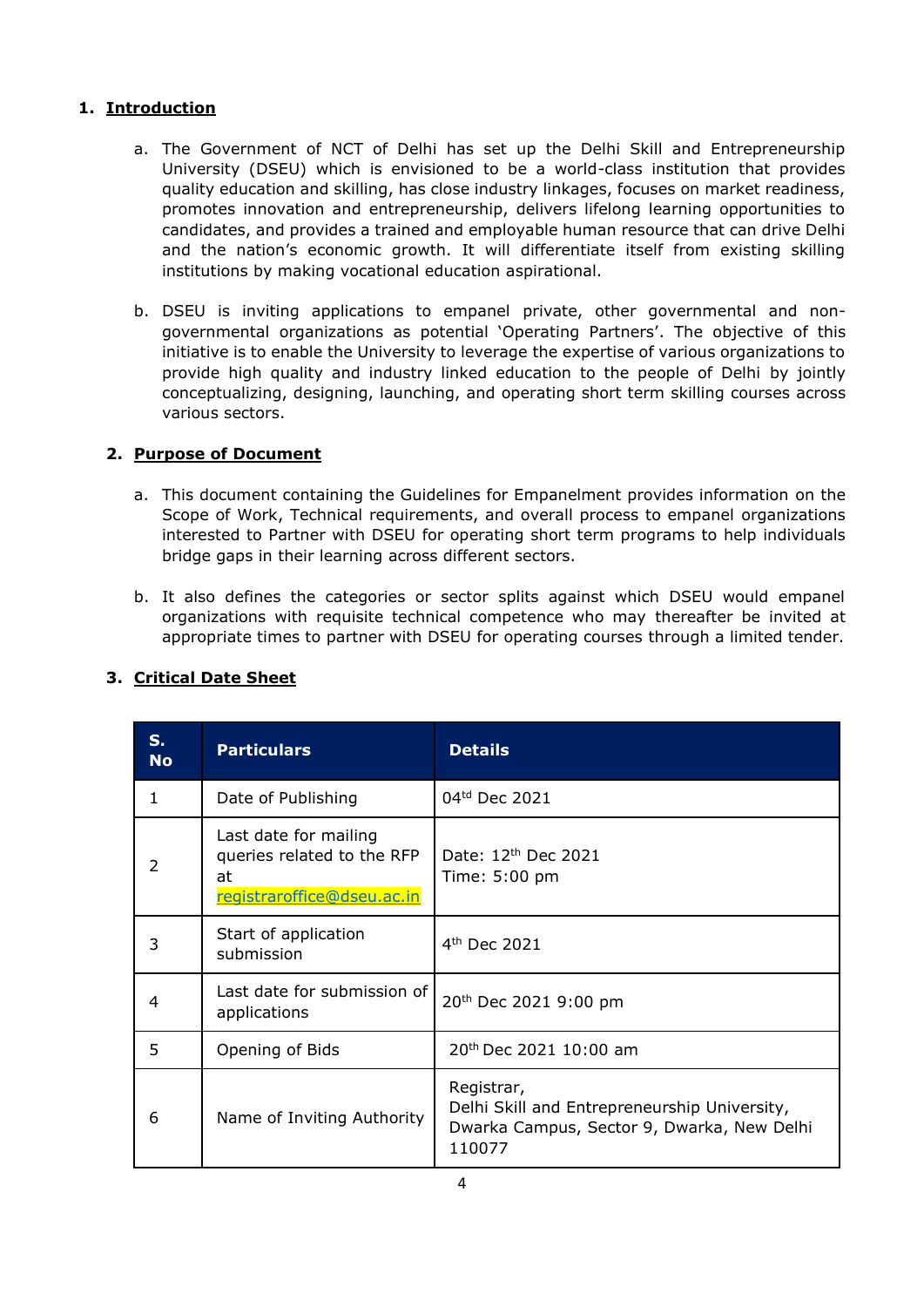## 1. Introduction

a. The Government of NCT of Delhi has set up the Delhi Skill and Entrepreneurship University (DSEU) which is envisioned to be a world-class institution that provides quality education and skilling, has close industry linkages, focuses on market readiness, promotes innovation and entrepreneurship, delivers lifelong learning opportunities to candidates, and provides a trained and employable human resource that can drive Delhi and the nation's economic growth. It will differentiate itself from existing skilling institutions by making vocational education aspirational.

b. DSEU is inviting applications to empanel private, other governmental and non-governmental organizations as potential 'Operating Partners'. The objective of this initiative is to enable the University to leverage the expertise of various organizations to provide high quality and industry linked education to the people of Delhi by jointly conceptualizing, designing, launching, and operating short term skilling courses across various sectors.

## 2. Purpose of Document

a. This document containing the Guidelines for Empanelment provides information on the Scope of Work, Technical requirements, and overall process to empanel organizations interested to Partner with DSEU for operating short term programs to help individuals bridge gaps in their learning across different sectors.

b. It also defines the categories or sector splits against which DSEU would empanel organizations with requisite technical competence who may thereafter be invited at appropriate times to partner with DSEU for operating courses through a limited tender.

## 3. Critical Date Sheet

| S. No | Particulars | Details |
|---|---|---|
| 1 | Date of Publishing | 04td Dec 2021 |
| 2 | Last date for mailing queries related to the RFP at registraroffice@dseu.ac.in | Date: 12th Dec 2021<br>Time: 5:00 pm |
| 3 | Start of application submission | 4th Dec 2021 |
| 4 | Last date for submission of applications | 20th Dec 2021 9:00 pm |
| 5 | Opening of Bids | 20th Dec 2021 10:00 am |
| 6 | Name of Inviting Authority | Registrar,<br>Delhi Skill and Entrepreneurship University,<br>Dwarka Campus, Sector 9, Dwarka, New Delhi 110077 |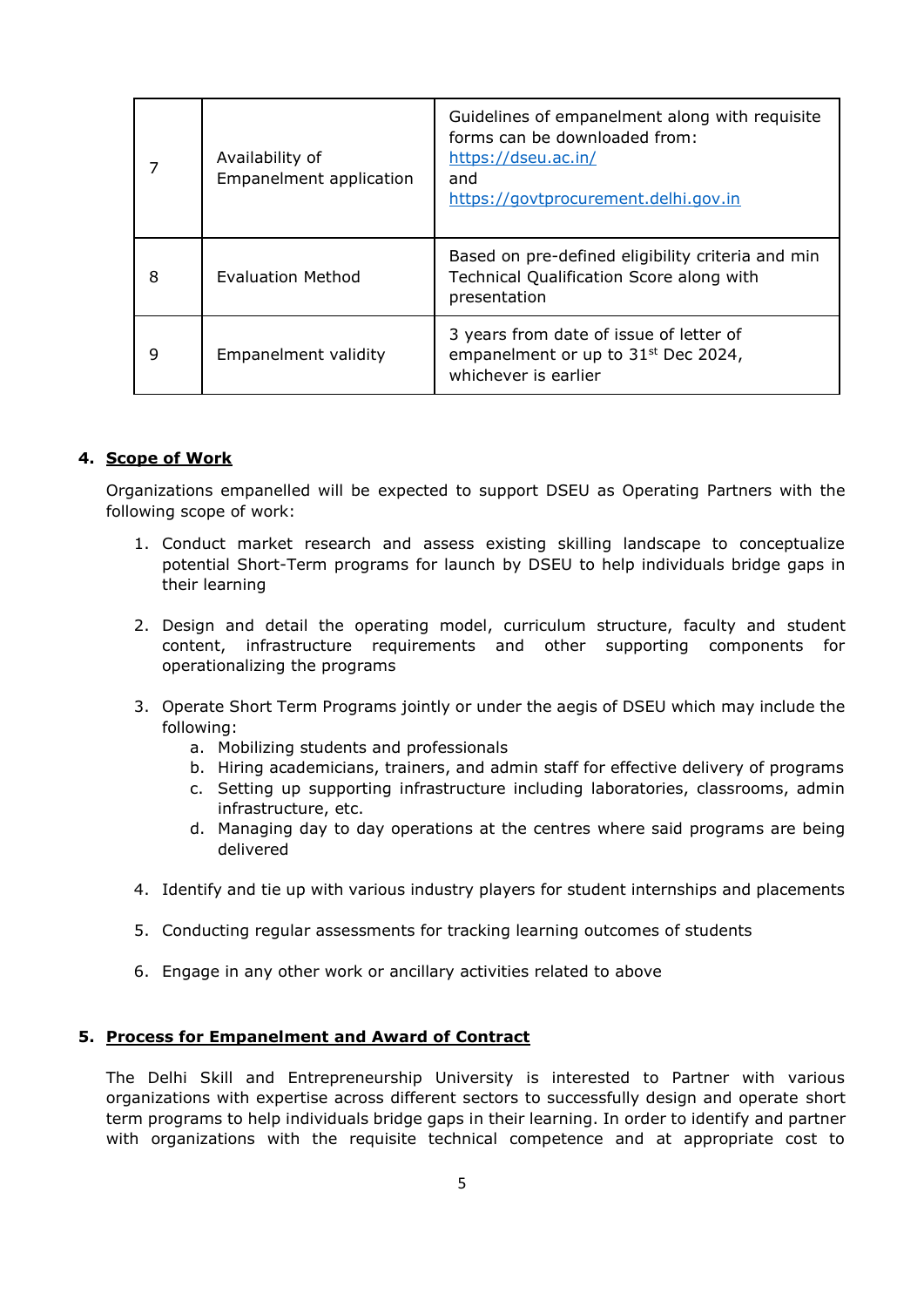| 7 | Availability of Empanelment application | Guidelines of empanelment along with requisite forms can be downloaded from: https://dseu.ac.in/ and https://govtprocurement.delhi.gov.in |
|---|---|---|
| 8 | Evaluation Method | Based on pre-defined eligibility criteria and min Technical Qualification Score along with presentation |
| 9 | Empanelment validity | 3 years from date of issue of letter of empanelment or up to 31st Dec 2024, whichever is earlier |

## 4. Scope of Work

Organizations empanelled will be expected to support DSEU as Operating Partners with the following scope of work:

1. Conduct market research and assess existing skilling landscape to conceptualize potential Short-Term programs for launch by DSEU to help individuals bridge gaps in their learning

2. Design and detail the operating model, curriculum structure, faculty and student content, infrastructure requirements and other supporting components for operationalizing the programs

3. Operate Short Term Programs jointly or under the aegis of DSEU which may include the following:
   a. Mobilizing students and professionals
   b. Hiring academicians, trainers, and admin staff for effective delivery of programs
   c. Setting up supporting infrastructure including laboratories, classrooms, admin infrastructure, etc.
   d. Managing day to day operations at the centres where said programs are being delivered

4. Identify and tie up with various industry players for student internships and placements

5. Conducting regular assessments for tracking learning outcomes of students

6. Engage in any other work or ancillary activities related to above

## 5. Process for Empanelment and Award of Contract

The Delhi Skill and Entrepreneurship University is interested to Partner with various organizations with expertise across different sectors to successfully design and operate short term programs to help individuals bridge gaps in their learning. In order to identify and partner with organizations with the requisite technical competence and at appropriate cost to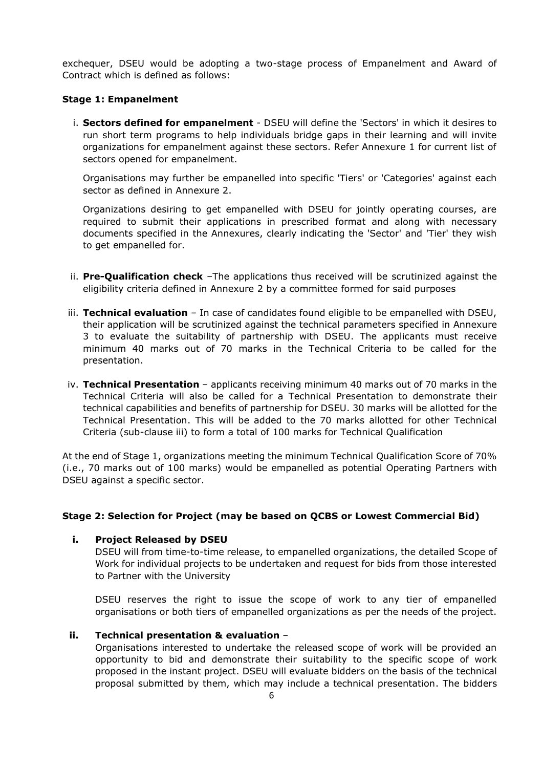exchequer, DSEU would be adopting a two-stage process of Empanelment and Award of Contract which is defined as follows:

**Stage 1: Empanelment**

i. **Sectors defined for empanelment** - DSEU will define the 'Sectors' in which it desires to run short term programs to help individuals bridge gaps in their learning and will invite organizations for empanelment against these sectors. Refer Annexure 1 for current list of sectors opened for empanelment.

   Organisations may further be empanelled into specific 'Tiers' or 'Categories' against each sector as defined in Annexure 2.

   Organizations desiring to get empanelled with DSEU for jointly operating courses, are required to submit their applications in prescribed format and along with necessary documents specified in the Annexures, clearly indicating the 'Sector' and 'Tier' they wish to get empanelled for.

ii. **Pre-Qualification check** –The applications thus received will be scrutinized against the eligibility criteria defined in Annexure 2 by a committee formed for said purposes

iii. **Technical evaluation** – In case of candidates found eligible to be empanelled with DSEU, their application will be scrutinized against the technical parameters specified in Annexure 3 to evaluate the suitability of partnership with DSEU. The applicants must receive minimum 40 marks out of 70 marks in the Technical Criteria to be called for the presentation.

iv. **Technical Presentation** – applicants receiving minimum 40 marks out of 70 marks in the Technical Criteria will also be called for a Technical Presentation to demonstrate their technical capabilities and benefits of partnership for DSEU. 30 marks will be allotted for the Technical Presentation. This will be added to the 70 marks allotted for other Technical Criteria (sub-clause iii) to form a total of 100 marks for Technical Qualification

At the end of Stage 1, organizations meeting the minimum Technical Qualification Score of 70% (i.e., 70 marks out of 100 marks) would be empanelled as potential Operating Partners with DSEU against a specific sector.

**Stage 2: Selection for Project (may be based on QCBS or Lowest Commercial Bid)**

i. **Project Released by DSEU**

   DSEU will from time-to-time release, to empanelled organizations, the detailed Scope of Work for individual projects to be undertaken and request for bids from those interested to Partner with the University

   DSEU reserves the right to issue the scope of work to any tier of empanelled organisations or both tiers of empanelled organizations as per the needs of the project.

ii. **Technical presentation & evaluation** –

   Organisations interested to undertake the released scope of work will be provided an opportunity to bid and demonstrate their suitability to the specific scope of work proposed in the instant project. DSEU will evaluate bidders on the basis of the technical proposal submitted by them, which may include a technical presentation. The bidders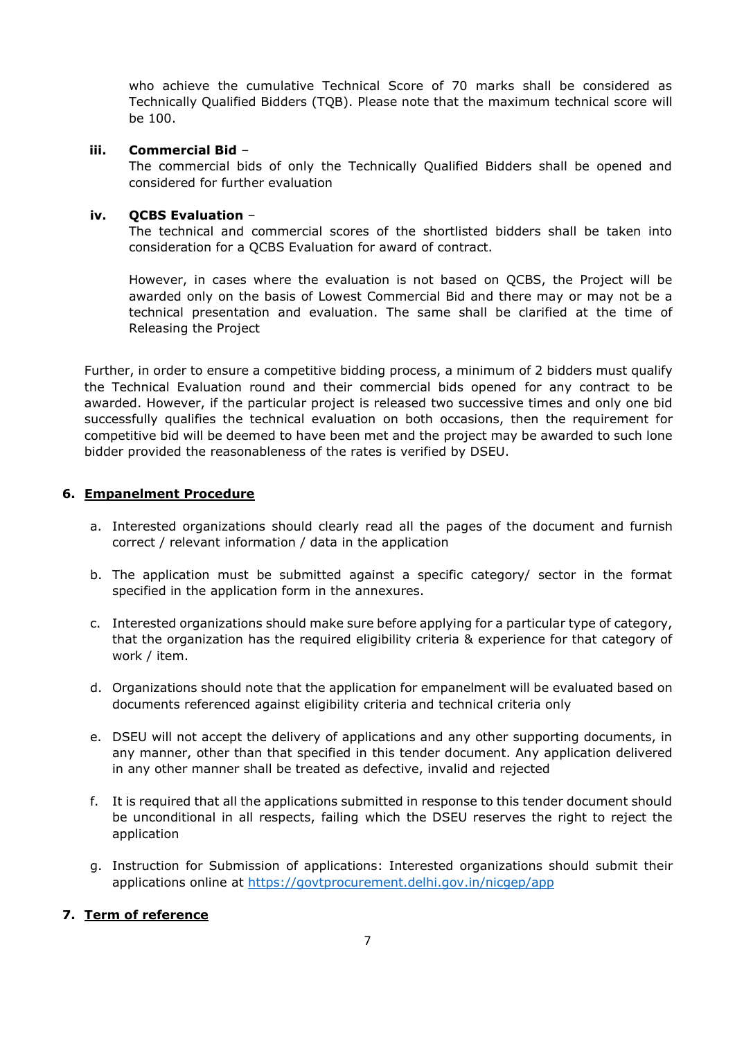who achieve the cumulative Technical Score of 70 marks shall be considered as Technically Qualified Bidders (TQB). Please note that the maximum technical score will be 100.

**iii. Commercial Bid** –

The commercial bids of only the Technically Qualified Bidders shall be opened and considered for further evaluation

**iv. QCBS Evaluation** –

The technical and commercial scores of the shortlisted bidders shall be taken into consideration for a QCBS Evaluation for award of contract.

However, in cases where the evaluation is not based on QCBS, the Project will be awarded only on the basis of Lowest Commercial Bid and there may or may not be a technical presentation and evaluation. The same shall be clarified at the time of Releasing the Project

Further, in order to ensure a competitive bidding process, a minimum of 2 bidders must qualify the Technical Evaluation round and their commercial bids opened for any contract to be awarded. However, if the particular project is released two successive times and only one bid successfully qualifies the technical evaluation on both occasions, then the requirement for competitive bid will be deemed to have been met and the project may be awarded to such lone bidder provided the reasonableness of the rates is verified by DSEU.

## 6. Empanelment Procedure

a. Interested organizations should clearly read all the pages of the document and furnish correct / relevant information / data in the application

b. The application must be submitted against a specific category/ sector in the format specified in the application form in the annexures.

c. Interested organizations should make sure before applying for a particular type of category, that the organization has the required eligibility criteria & experience for that category of work / item.

d. Organizations should note that the application for empanelment will be evaluated based on documents referenced against eligibility criteria and technical criteria only

e. DSEU will not accept the delivery of applications and any other supporting documents, in any manner, other than that specified in this tender document. Any application delivered in any other manner shall be treated as defective, invalid and rejected

f. It is required that all the applications submitted in response to this tender document should be unconditional in all respects, failing which the DSEU reserves the right to reject the application

g. Instruction for Submission of applications: Interested organizations should submit their applications online at https://govtprocurement.delhi.gov.in/nicgep/app

## 7. Term of reference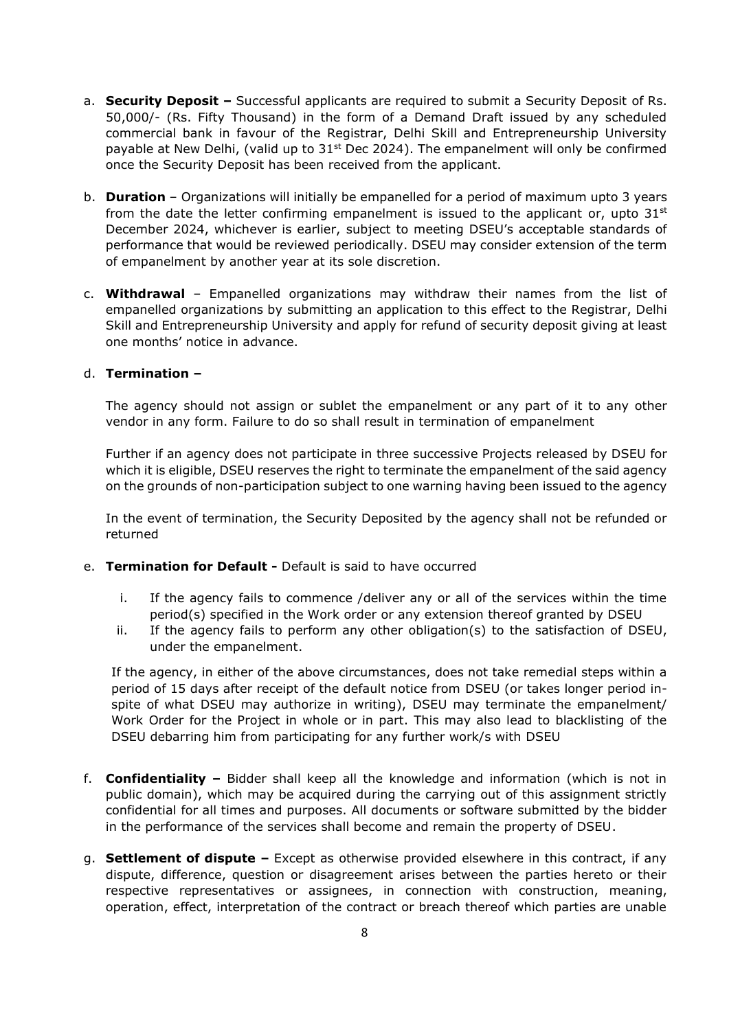a. **Security Deposit –** Successful applicants are required to submit a Security Deposit of Rs. 50,000/- (Rs. Fifty Thousand) in the form of a Demand Draft issued by any scheduled commercial bank in favour of the Registrar, Delhi Skill and Entrepreneurship University payable at New Delhi, (valid up to 31st Dec 2024). The empanelment will only be confirmed once the Security Deposit has been received from the applicant.

b. **Duration** – Organizations will initially be empanelled for a period of maximum upto 3 years from the date the letter confirming empanelment is issued to the applicant or, upto 31st December 2024, whichever is earlier, subject to meeting DSEU's acceptable standards of performance that would be reviewed periodically. DSEU may consider extension of the term of empanelment by another year at its sole discretion.

c. **Withdrawal** – Empanelled organizations may withdraw their names from the list of empanelled organizations by submitting an application to this effect to the Registrar, Delhi Skill and Entrepreneurship University and apply for refund of security deposit giving at least one months' notice in advance.

d. **Termination –**

The agency should not assign or sublet the empanelment or any part of it to any other vendor in any form. Failure to do so shall result in termination of empanelment

Further if an agency does not participate in three successive Projects released by DSEU for which it is eligible, DSEU reserves the right to terminate the empanelment of the said agency on the grounds of non-participation subject to one warning having been issued to the agency

In the event of termination, the Security Deposited by the agency shall not be refunded or returned

e. **Termination for Default -** Default is said to have occurred

   i. If the agency fails to commence /deliver any or all of the services within the time period(s) specified in the Work order or any extension thereof granted by DSEU
   ii. If the agency fails to perform any other obligation(s) to the satisfaction of DSEU, under the empanelment.

If the agency, in either of the above circumstances, does not take remedial steps within a period of 15 days after receipt of the default notice from DSEU (or takes longer period in-spite of what DSEU may authorize in writing), DSEU may terminate the empanelment/ Work Order for the Project in whole or in part. This may also lead to blacklisting of the DSEU debarring him from participating for any further work/s with DSEU

f. **Confidentiality –** Bidder shall keep all the knowledge and information (which is not in public domain), which may be acquired during the carrying out of this assignment strictly confidential for all times and purposes. All documents or software submitted by the bidder in the performance of the services shall become and remain the property of DSEU.

g. **Settlement of dispute –** Except as otherwise provided elsewhere in this contract, if any dispute, difference, question or disagreement arises between the parties hereto or their respective representatives or assignees, in connection with construction, meaning, operation, effect, interpretation of the contract or breach thereof which parties are unable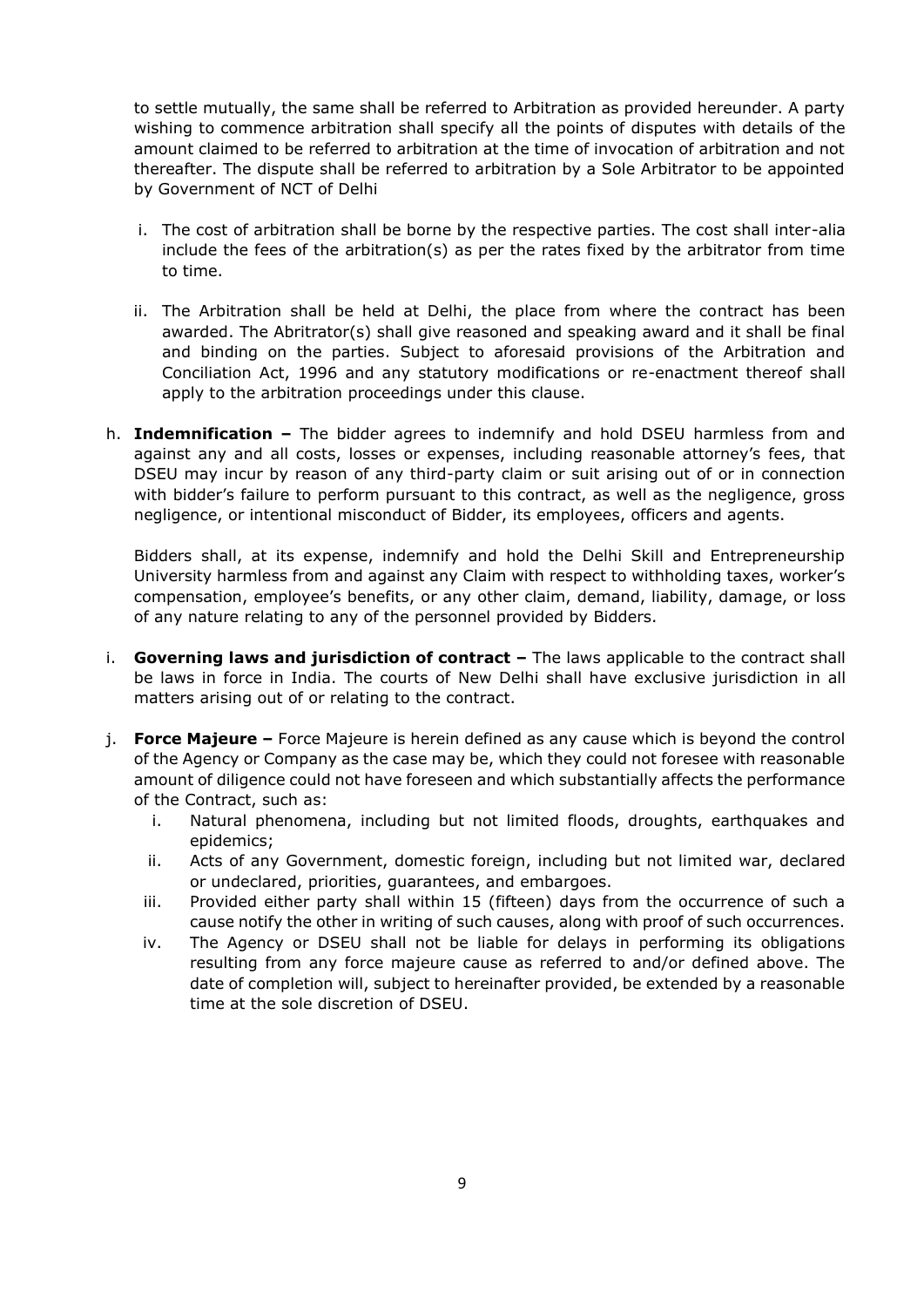to settle mutually, the same shall be referred to Arbitration as provided hereunder. A party wishing to commence arbitration shall specify all the points of disputes with details of the amount claimed to be referred to arbitration at the time of invocation of arbitration and not thereafter. The dispute shall be referred to arbitration by a Sole Arbitrator to be appointed by Government of NCT of Delhi

i. The cost of arbitration shall be borne by the respective parties. The cost shall inter-alia include the fees of the arbitration(s) as per the rates fixed by the arbitrator from time to time.

ii. The Arbitration shall be held at Delhi, the place from where the contract has been awarded. The Abritrator(s) shall give reasoned and speaking award and it shall be final and binding on the parties. Subject to aforesaid provisions of the Arbitration and Conciliation Act, 1996 and any statutory modifications or re-enactment thereof shall apply to the arbitration proceedings under this clause.

h. **Indemnification –** The bidder agrees to indemnify and hold DSEU harmless from and against any and all costs, losses or expenses, including reasonable attorney's fees, that DSEU may incur by reason of any third-party claim or suit arising out of or in connection with bidder's failure to perform pursuant to this contract, as well as the negligence, gross negligence, or intentional misconduct of Bidder, its employees, officers and agents.

   Bidders shall, at its expense, indemnify and hold the Delhi Skill and Entrepreneurship University harmless from and against any Claim with respect to withholding taxes, worker's compensation, employee's benefits, or any other claim, demand, liability, damage, or loss of any nature relating to any of the personnel provided by Bidders.

i. **Governing laws and jurisdiction of contract –** The laws applicable to the contract shall be laws in force in India. The courts of New Delhi shall have exclusive jurisdiction in all matters arising out of or relating to the contract.

j. **Force Majeure –** Force Majeure is herein defined as any cause which is beyond the control of the Agency or Company as the case may be, which they could not foresee with reasonable amount of diligence could not have foreseen and which substantially affects the performance of the Contract, such as:
   i. Natural phenomena, including but not limited floods, droughts, earthquakes and epidemics;
   ii. Acts of any Government, domestic foreign, including but not limited war, declared or undeclared, priorities, guarantees, and embargoes.
   iii. Provided either party shall within 15 (fifteen) days from the occurrence of such a cause notify the other in writing of such causes, along with proof of such occurrences.
   iv. The Agency or DSEU shall not be liable for delays in performing its obligations resulting from any force majeure cause as referred to and/or defined above. The date of completion will, subject to hereinafter provided, be extended by a reasonable time at the sole discretion of DSEU.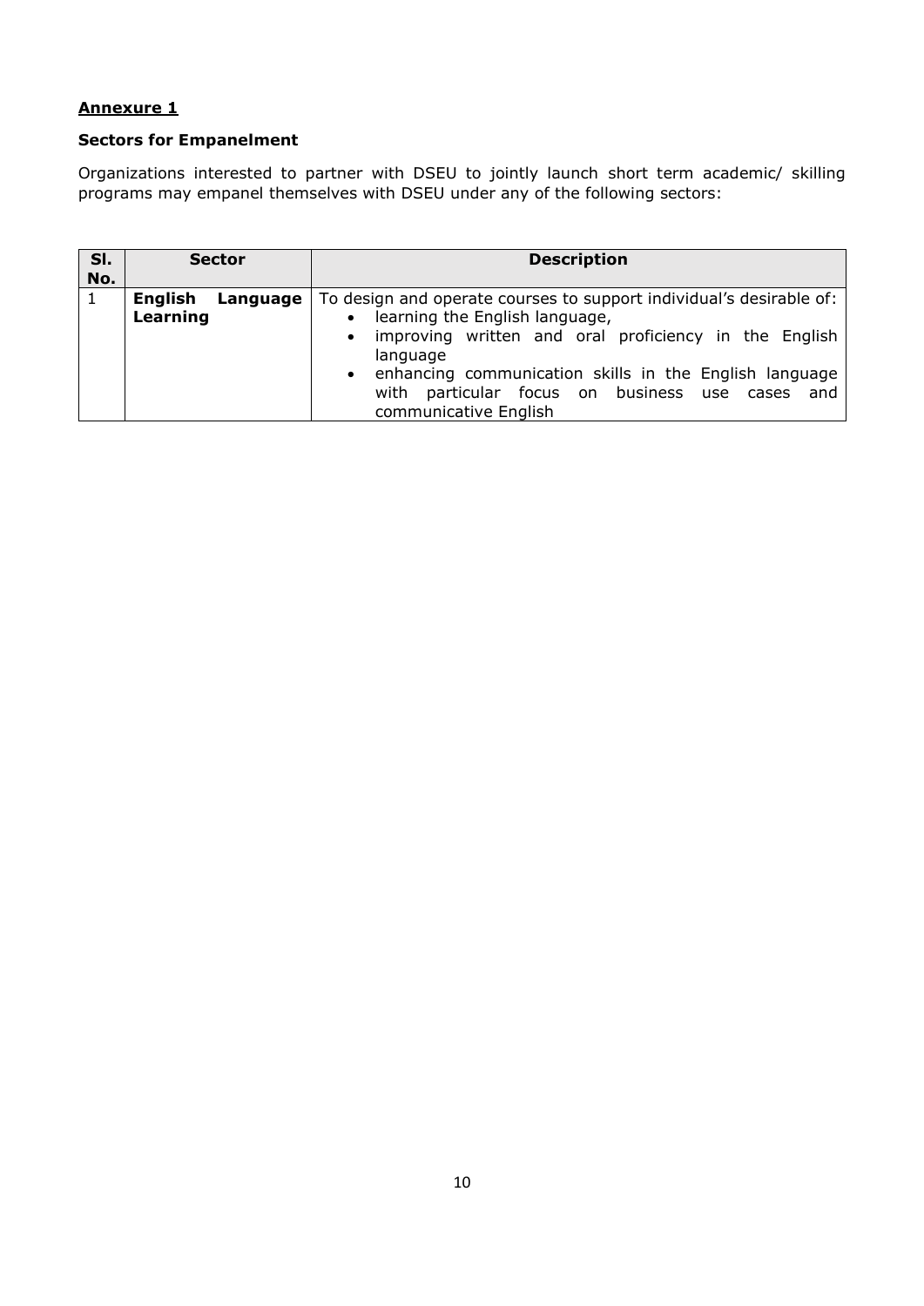**<u>Annexure 1</u>**

**Sectors for Empanelment**

Organizations interested to partner with DSEU to jointly launch short term academic/ skilling programs may empanel themselves with DSEU under any of the following sectors:

| Sl. No. | Sector | Description |
|---|---|---|
| 1 | **English Language Learning** | To design and operate courses to support individual's desirable of:<br>• learning the English language,<br>• improving written and oral proficiency in the English language<br>• enhancing communication skills in the English language with particular focus on business use cases and communicative English |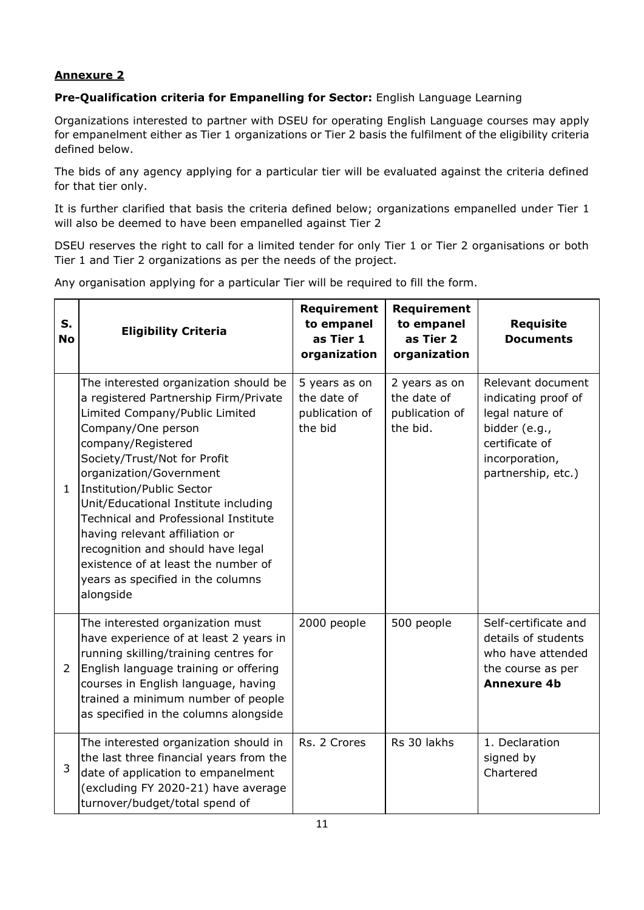**Annexure 2**

**Pre-Qualification criteria for Empanelling for Sector:** English Language Learning

Organizations interested to partner with DSEU for operating English Language courses may apply for empanelment either as Tier 1 organizations or Tier 2 basis the fulfilment of the eligibility criteria defined below.

The bids of any agency applying for a particular tier will be evaluated against the criteria defined for that tier only.

It is further clarified that basis the criteria defined below; organizations empanelled under Tier 1 will also be deemed to have been empanelled against Tier 2

DSEU reserves the right to call for a limited tender for only Tier 1 or Tier 2 organisations or both Tier 1 and Tier 2 organizations as per the needs of the project.

Any organisation applying for a particular Tier will be required to fill the form.

| S. No | Eligibility Criteria | Requirement to empanel as Tier 1 organization | Requirement to empanel as Tier 2 organization | Requisite Documents |
|---|---|---|---|---|
| 1 | The interested organization should be a registered Partnership Firm/Private Limited Company/Public Limited Company/One person company/Registered Society/Trust/Not for Profit organization/Government Institution/Public Sector Unit/Educational Institute including Technical and Professional Institute having relevant affiliation or recognition and should have legal existence of at least the number of years as specified in the columns alongside | 5 years as on the date of publication of the bid | 2 years as on the date of publication of the bid. | Relevant document indicating proof of legal nature of bidder (e.g., certificate of incorporation, partnership, etc.) |
| 2 | The interested organization must have experience of at least 2 years in running skilling/training centres for English language training or offering courses in English language, having trained a minimum number of people as specified in the columns alongside | 2000 people | 500 people | Self-certificate and details of students who have attended the course as per **Annexure 4b** |
| 3 | The interested organization should in the last three financial years from the date of application to empanelment (excluding FY 2020-21) have average turnover/budget/total spend of | Rs. 2 Crores | Rs 30 lakhs | 1. Declaration signed by Chartered |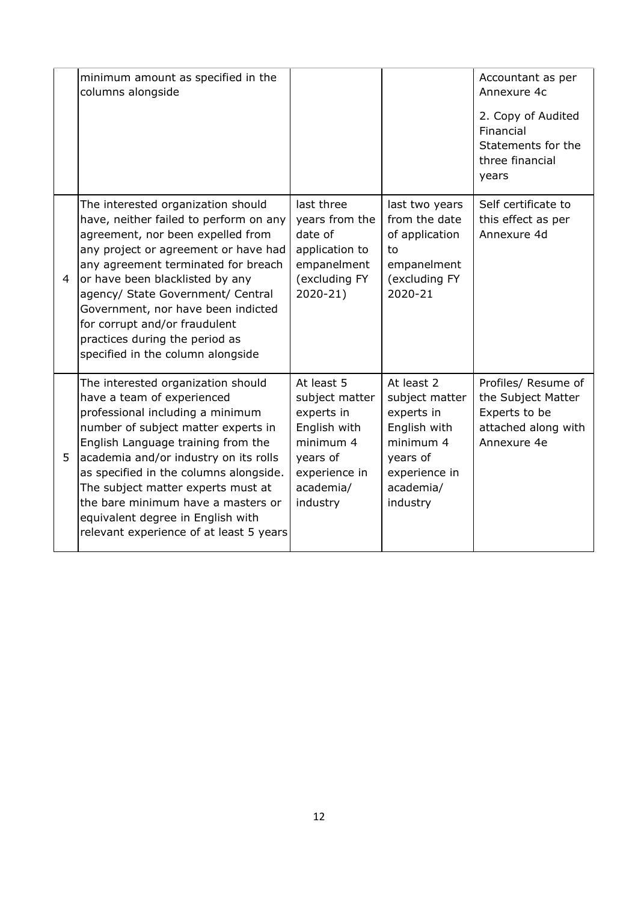|   |   |   |   |   |
|---|---|---|---|---|
|   | minimum amount as specified in the columns alongside |   |   | Accountant as per Annexure 4c<br><br>2. Copy of Audited Financial Statements for the three financial years |
| 4 | The interested organization should have, neither failed to perform on any agreement, nor been expelled from any project or agreement or have had any agreement terminated for breach or have been blacklisted by any agency/ State Government/ Central Government, nor have been indicted for corrupt and/or fraudulent practices during the period as specified in the column alongside | last three years from the date of application to empanelment (excluding FY 2020-21) | last two years from the date of application to empanelment (excluding FY 2020-21 | Self certificate to this effect as per Annexure 4d |
| 5 | The interested organization should have a team of experienced professional including a minimum number of subject matter experts in English Language training from the academia and/or industry on its rolls as specified in the columns alongside. The subject matter experts must at the bare minimum have a masters or equivalent degree in English with relevant experience of at least 5 years | At least 5 subject matter experts in English with minimum 4 years of experience in academia/ industry | At least 2 subject matter experts in English with minimum 4 years of experience in academia/ industry | Profiles/ Resume of the Subject Matter Experts to be attached along with Annexure 4e |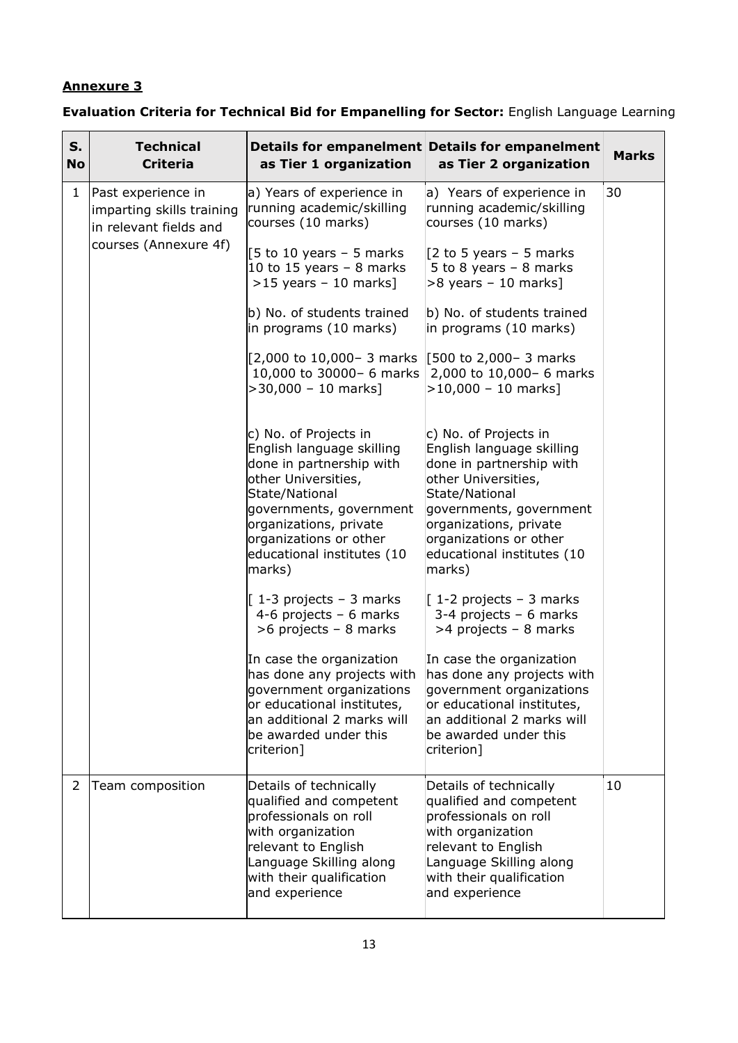**Annexure 3**

**Evaluation Criteria for Technical Bid for Empanelling for Sector:** English Language Learning

| S. No | Technical Criteria | Details for empanelment as Tier 1 organization | Details for empanelment as Tier 2 organization | Marks |
|---|---|---|---|---|
| 1 | Past experience in imparting skills training in relevant fields and courses (Annexure 4f) | a) Years of experience in running academic/skilling courses (10 marks)<br><br>[5 to 10 years – 5 marks<br>10 to 15 years – 8 marks<br>>15 years – 10 marks]<br><br>b) No. of students trained in programs (10 marks)<br><br>[2,000 to 10,000– 3 marks<br>10,000 to 30000– 6 marks<br>>30,000 – 10 marks]<br><br>c) No. of Projects in English language skilling done in partnership with other Universities, State/National governments, government organizations, private organizations or other educational institutes (10 marks)<br><br>[ 1-3 projects – 3 marks<br>4-6 projects – 6 marks<br>>6 projects – 8 marks<br><br>In case the organization has done any projects with government organizations or educational institutes, an additional 2 marks will be awarded under this criterion] | a) Years of experience in running academic/skilling courses (10 marks)<br><br>[2 to 5 years – 5 marks<br>5 to 8 years – 8 marks<br>>8 years – 10 marks]<br><br>b) No. of students trained in programs (10 marks)<br><br>[500 to 2,000– 3 marks<br>2,000 to 10,000– 6 marks<br>>10,000 – 10 marks]<br><br>c) No. of Projects in English language skilling done in partnership with other Universities, State/National governments, government organizations, private organizations or other educational institutes (10 marks)<br><br>[ 1-2 projects – 3 marks<br>3-4 projects – 6 marks<br>>4 projects – 8 marks<br><br>In case the organization has done any projects with government organizations or educational institutes, an additional 2 marks will be awarded under this criterion] | 30 |
| 2 | Team composition | Details of technically qualified and competent professionals on roll with organization relevant to English Language Skilling along with their qualification and experience | Details of technically qualified and competent professionals on roll with organization relevant to English Language Skilling along with their qualification and experience | 10 |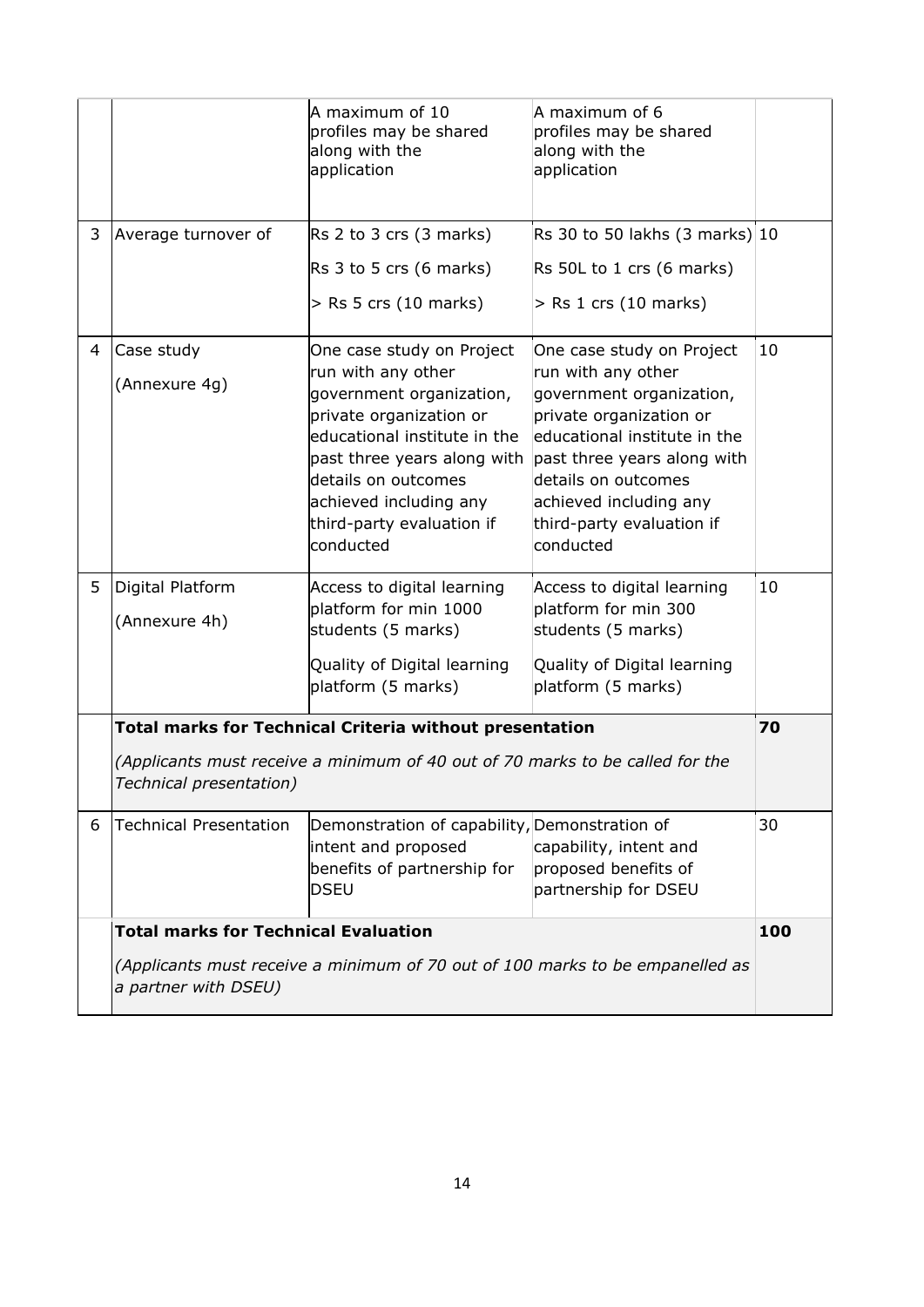| | | | | |
|---|---|---|---|---|
| | | A maximum of 10 profiles may be shared along with the application | A maximum of 6 profiles may be shared along with the application | |
| 3 | Average turnover of | Rs 2 to 3 crs (3 marks)<br><br>Rs 3 to 5 crs (6 marks)<br><br>> Rs 5 crs (10 marks) | Rs 30 to 50 lakhs (3 marks)<br><br>Rs 50L to 1 crs (6 marks)<br><br>> Rs 1 crs (10 marks) | 10 |
| 4 | Case study<br><br>(Annexure 4g) | One case study on Project run with any other government organization, private organization or educational institute in the past three years along with details on outcomes achieved including any third-party evaluation if conducted | One case study on Project run with any other government organization, private organization or educational institute in the past three years along with details on outcomes achieved including any third-party evaluation if conducted | 10 |
| 5 | Digital Platform<br><br>(Annexure 4h) | Access to digital learning platform for min 1000 students (5 marks)<br><br>Quality of Digital learning platform (5 marks) | Access to digital learning platform for min 300 students (5 marks)<br><br>Quality of Digital learning platform (5 marks) | 10 |
| | **Total marks for Technical Criteria without presentation**<br><br>*(Applicants must receive a minimum of 40 out of 70 marks to be called for the Technical presentation)* | | | **70** |
| 6 | Technical Presentation | Demonstration of capability, intent and proposed benefits of partnership for DSEU | Demonstration of capability, intent and proposed benefits of partnership for DSEU | 30 |
| | **Total marks for Technical Evaluation**<br><br>*(Applicants must receive a minimum of 70 out of 100 marks to be empanelled as a partner with DSEU)* | | | **100** |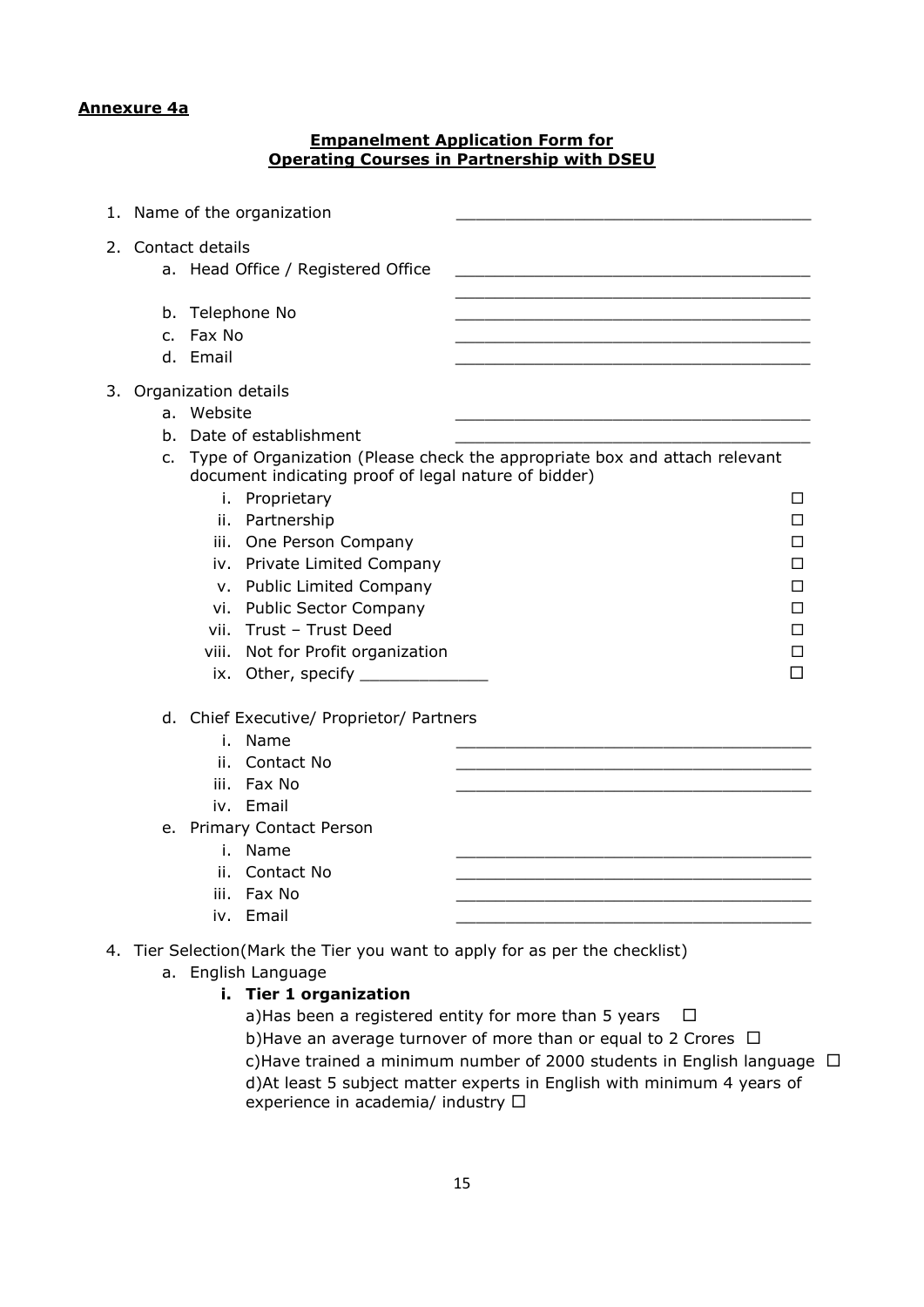**Annexure 4a**

**Empanelment Application Form for Operating Courses in Partnership with DSEU**

1. Name of the organization ____________________________________

2. Contact details
   a. Head Office / Registered Office ____________________________________
   ____________________________________
   b. Telephone No ____________________________________
   c. Fax No ____________________________________
   d. Email ____________________________________

3. Organization details
   a. Website ____________________________________
   b. Date of establishment ____________________________________
   c. Type of Organization (Please check the appropriate box and attach relevant document indicating proof of legal nature of bidder)
      i. Proprietary ☐
      ii. Partnership ☐
      iii. One Person Company ☐
      iv. Private Limited Company ☐
      v. Public Limited Company ☐
      vi. Public Sector Company ☐
      vii. Trust – Trust Deed ☐
      viii. Not for Profit organization ☐
      ix. Other, specify _____________ ☐

   d. Chief Executive/ Proprietor/ Partners
      i. Name ____________________________________
      ii. Contact No ____________________________________
      iii. Fax No ____________________________________
      iv. Email
   e. Primary Contact Person
      i. Name ____________________________________
      ii. Contact No ____________________________________
      iii. Fax No ____________________________________
      iv. Email ____________________________________

4. Tier Selection(Mark the Tier you want to apply for as per the checklist)
   a. English Language
      **i. Tier 1 organization**
      a)Has been a registered entity for more than 5 years ☐
      b)Have an average turnover of more than or equal to 2 Crores ☐
      c)Have trained a minimum number of 2000 students in English language ☐
      d)At least 5 subject matter experts in English with minimum 4 years of experience in academia/ industry ☐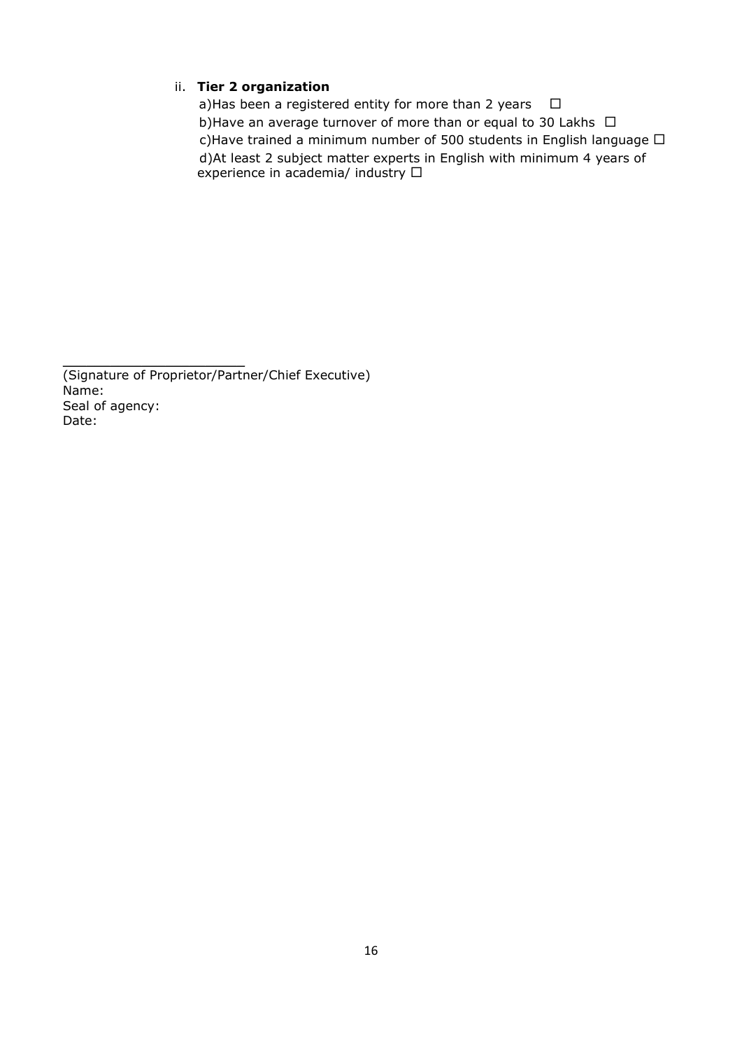ii. **Tier 2 organization**

a)Has been a registered entity for more than 2 years ☐

b)Have an average turnover of more than or equal to 30 Lakhs ☐

c)Have trained a minimum number of 500 students in English language ☐

d)At least 2 subject matter experts in English with minimum 4 years of experience in academia/ industry ☐

_______________________

(Signature of Proprietor/Partner/Chief Executive)

Name:

Seal of agency:

Date: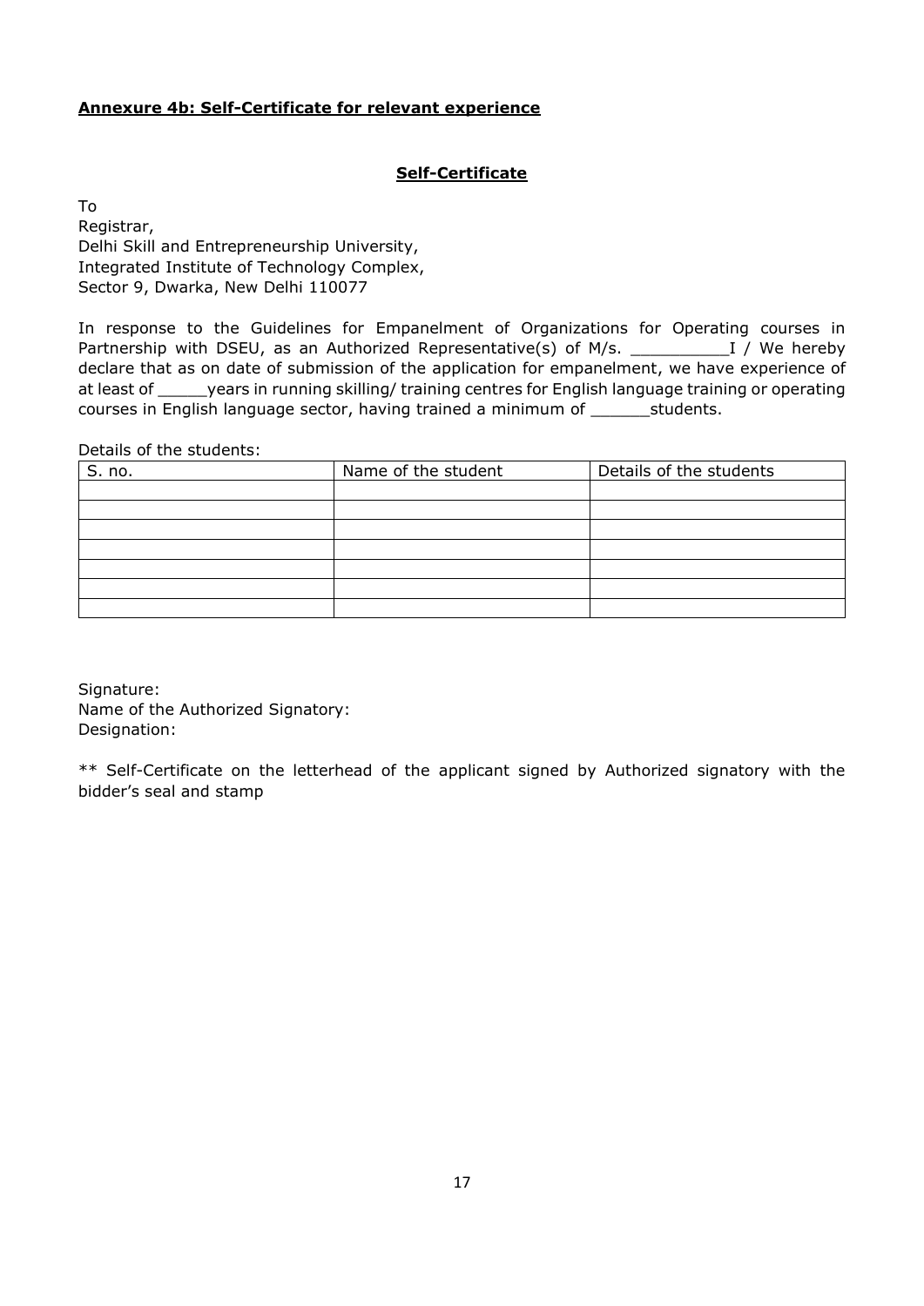**<u>Annexure 4b: Self-Certificate for relevant experience</u>**

**<u>Self-Certificate</u>**

To
Registrar,
Delhi Skill and Entrepreneurship University,
Integrated Institute of Technology Complex,
Sector 9, Dwarka, New Delhi 110077

In response to the Guidelines for Empanelment of Organizations for Operating courses in Partnership with DSEU, as an Authorized Representative(s) of M/s. __________I / We hereby declare that as on date of submission of the application for empanelment, we have experience of at least of _____years in running skilling/ training centres for English language training or operating courses in English language sector, having trained a minimum of ______students.

Details of the students:

| S. no. | Name of the student | Details of the students |
|---|---|---|
| | | |
| | | |
| | | |
| | | |
| | | |
| | | |
| | | |

Signature:
Name of the Authorized Signatory:
Designation:

** Self-Certificate on the letterhead of the applicant signed by Authorized signatory with the bidder's seal and stamp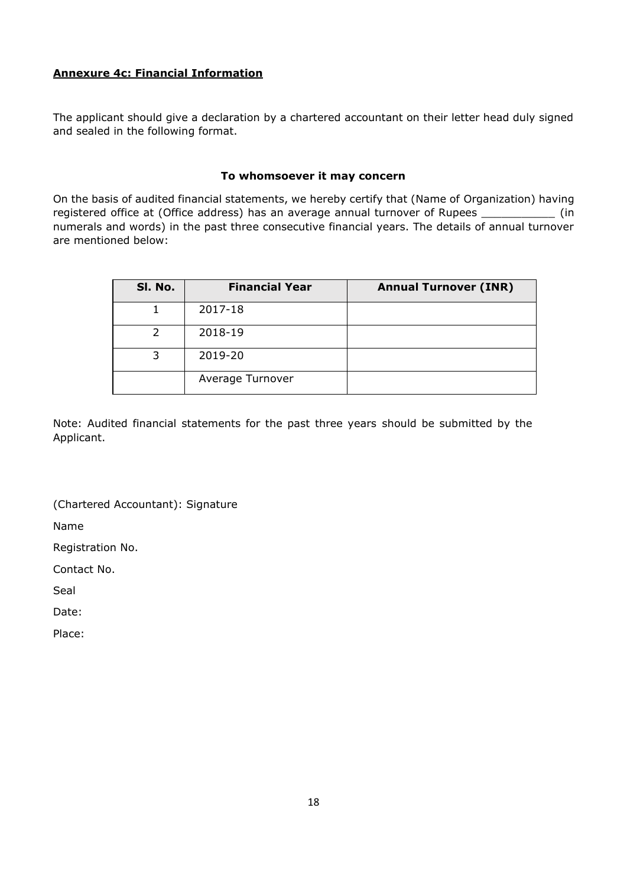**Annexure 4c: Financial Information**

The applicant should give a declaration by a chartered accountant on their letter head duly signed and sealed in the following format.

**To whomsoever it may concern**

On the basis of audited financial statements, we hereby certify that (Name of Organization) having registered office at (Office address) has an average annual turnover of Rupees ___________ (in numerals and words) in the past three consecutive financial years. The details of annual turnover are mentioned below:

| Sl. No. | Financial Year | Annual Turnover (INR) |
|---|---|---|
| 1 | 2017-18 | |
| 2 | 2018-19 | |
| 3 | 2019-20 | |
| | Average Turnover | |

Note: Audited financial statements for the past three years should be submitted by the Applicant.

(Chartered Accountant): Signature

Name

Registration No.

Contact No.

Seal

Date:

Place: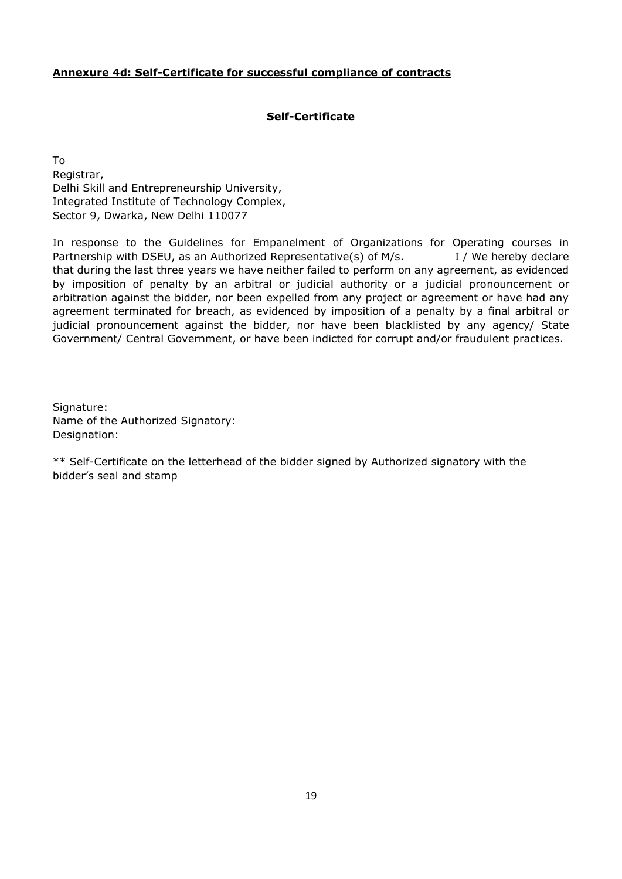**Annexure 4d: Self-Certificate for successful compliance of contracts**

**Self-Certificate**

To
Registrar,
Delhi Skill and Entrepreneurship University,
Integrated Institute of Technology Complex,
Sector 9, Dwarka, New Delhi 110077

In response to the Guidelines for Empanelment of Organizations for Operating courses in Partnership with DSEU, as an Authorized Representative(s) of M/s. I / We hereby declare that during the last three years we have neither failed to perform on any agreement, as evidenced by imposition of penalty by an arbitral or judicial authority or a judicial pronouncement or arbitration against the bidder, nor been expelled from any project or agreement or have had any agreement terminated for breach, as evidenced by imposition of a penalty by a final arbitral or judicial pronouncement against the bidder, nor have been blacklisted by any agency/ State Government/ Central Government, or have been indicted for corrupt and/or fraudulent practices.

Signature:
Name of the Authorized Signatory:
Designation:

** Self-Certificate on the letterhead of the bidder signed by Authorized signatory with the bidder's seal and stamp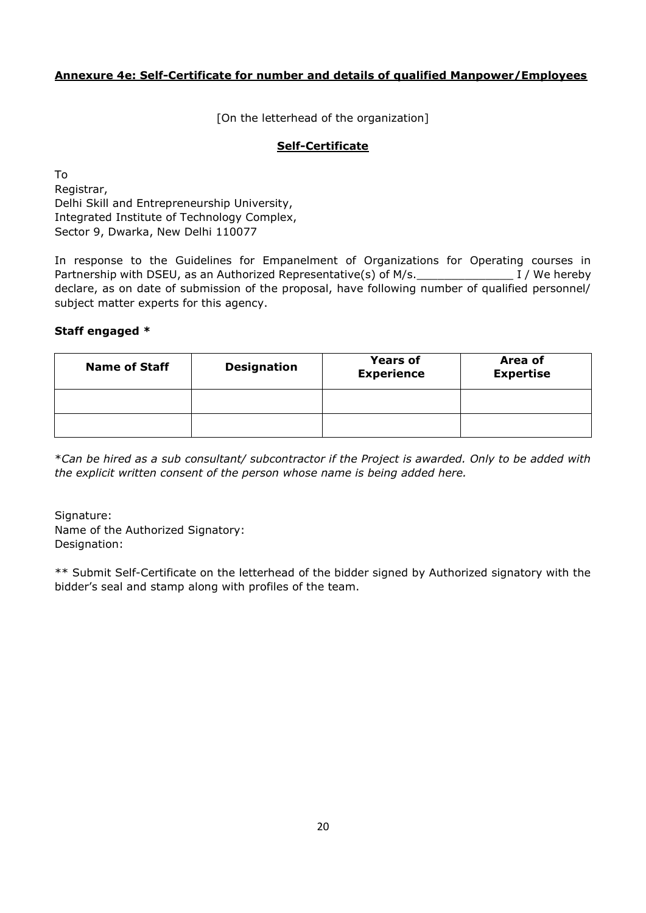**Annexure 4e: Self-Certificate for number and details of qualified Manpower/Employees**

[On the letterhead of the organization]

**Self-Certificate**

To
Registrar,
Delhi Skill and Entrepreneurship University,
Integrated Institute of Technology Complex,
Sector 9, Dwarka, New Delhi 110077

In response to the Guidelines for Empanelment of Organizations for Operating courses in Partnership with DSEU, as an Authorized Representative(s) of M/s.______________ I / We hereby declare, as on date of submission of the proposal, have following number of qualified personnel/ subject matter experts for this agency.

**Staff engaged ***

| Name of Staff | Designation | Years of Experience | Area of Expertise |
|---|---|---|---|
| | | | |
| | | | |

**Can be hired as a sub consultant/ subcontractor if the Project is awarded. Only to be added with the explicit written consent of the person whose name is being added here.*

Signature:
Name of the Authorized Signatory:
Designation:

** Submit Self-Certificate on the letterhead of the bidder signed by Authorized signatory with the bidder's seal and stamp along with profiles of the team.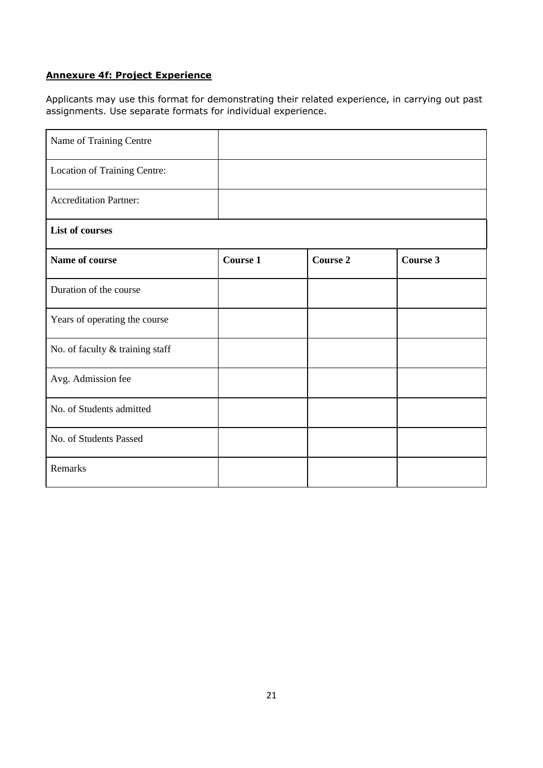**Annexure 4f: Project Experience**

Applicants may use this format for demonstrating their related experience, in carrying out past assignments. Use separate formats for individual experience.

| | | | |
|---|---|---|---|
| Name of Training Centre | | | |
| Location of Training Centre: | | | |
| Accreditation Partner: | | | |
| **List of courses** | | | |
| **Name of course** | **Course 1** | **Course 2** | **Course 3** |
| Duration of the course | | | |
| Years of operating the course | | | |
| No. of faculty & training staff | | | |
| Avg. Admission fee | | | |
| No. of Students admitted | | | |
| No. of Students Passed | | | |
| Remarks | | | |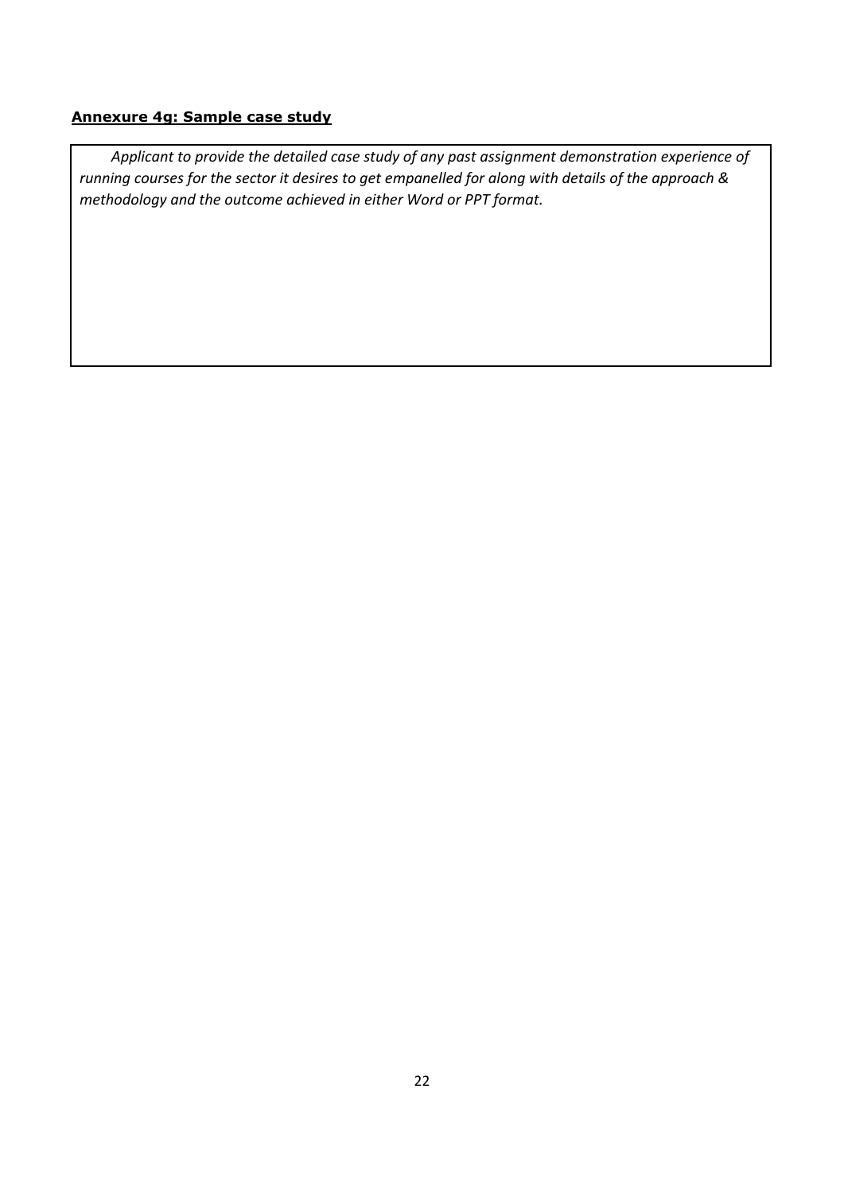**Annexure 4g: Sample case study**

| *Applicant to provide the detailed case study of any past assignment demonstration experience of running courses for the sector it desires to get empanelled for along with details of the approach & methodology and the outcome achieved in either Word or PPT format.* |
| --- |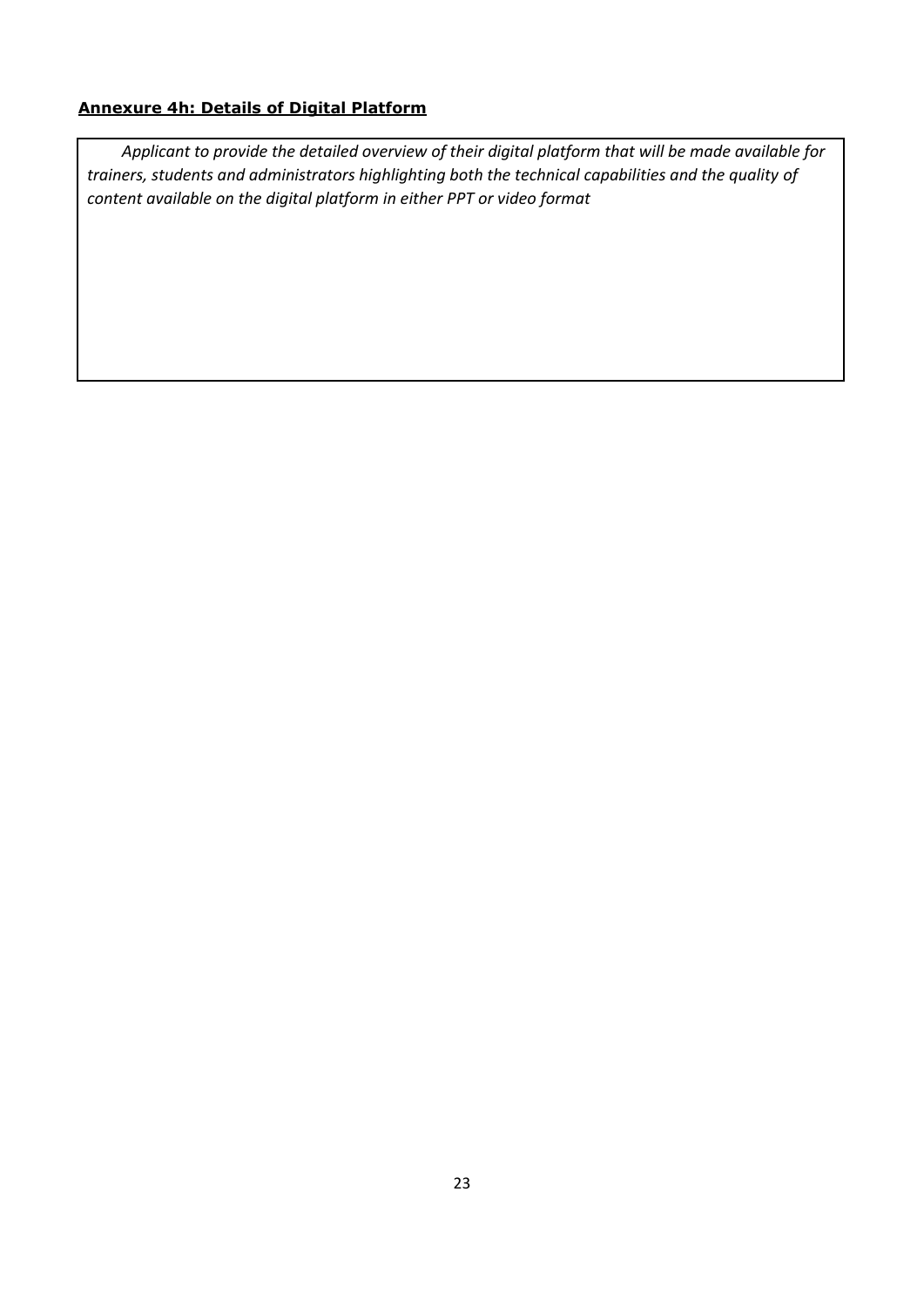**Annexure 4h: Details of Digital Platform**

| *Applicant to provide the detailed overview of their digital platform that will be made available for trainers, students and administrators highlighting both the technical capabilities and the quality of content available on the digital platform in either PPT or video format* |
| --- |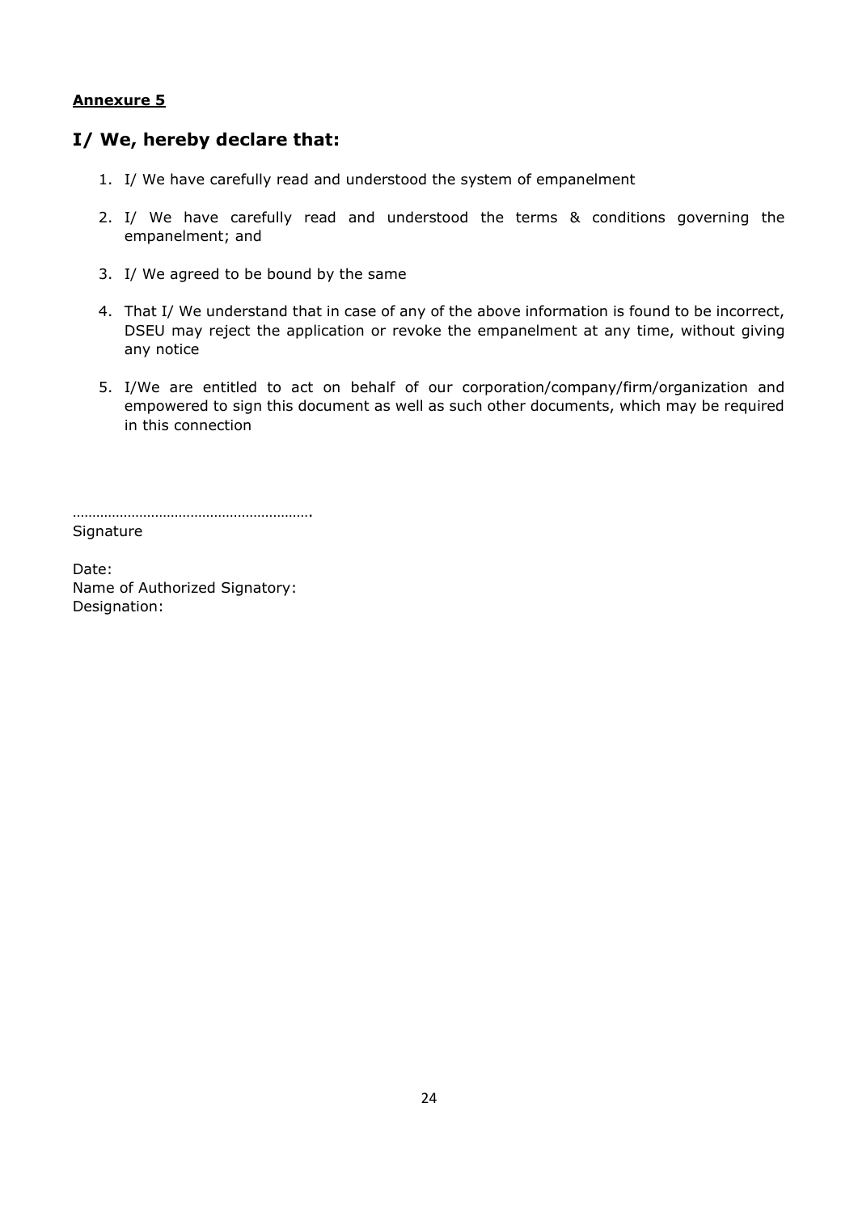**Annexure 5**

## I/ We, hereby declare that:

1. I/ We have carefully read and understood the system of empanelment
2. I/ We have carefully read and understood the terms & conditions governing the empanelment; and
3. I/ We agreed to be bound by the same
4. That I/ We understand that in case of any of the above information is found to be incorrect, DSEU may reject the application or revoke the empanelment at any time, without giving any notice
5. I/We are entitled to act on behalf of our corporation/company/firm/organization and empowered to sign this document as well as such other documents, which may be required in this connection

…………………………………………………….
Signature

Date:
Name of Authorized Signatory:
Designation: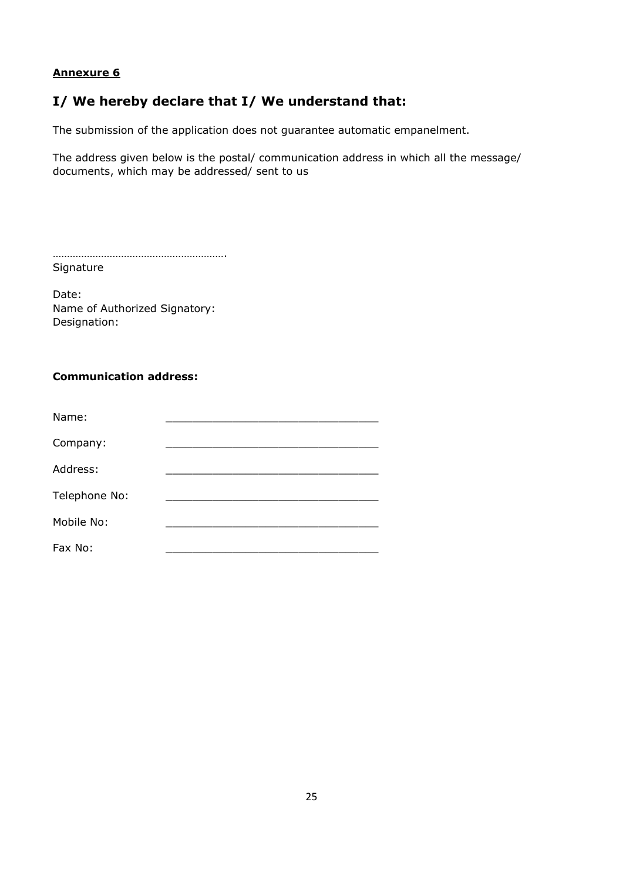**Annexure 6**

## I/ We hereby declare that I/ We understand that:

The submission of the application does not guarantee automatic empanelment.

The address given below is the postal/ communication address in which all the message/ documents, which may be addressed/ sent to us

…………………………………………………….

Signature

Date:
Name of Authorized Signatory:
Designation:

**Communication address:**

Name: ________________________________

Company: ________________________________

Address: ________________________________

Telephone No: ________________________________

Mobile No: ________________________________

Fax No: ________________________________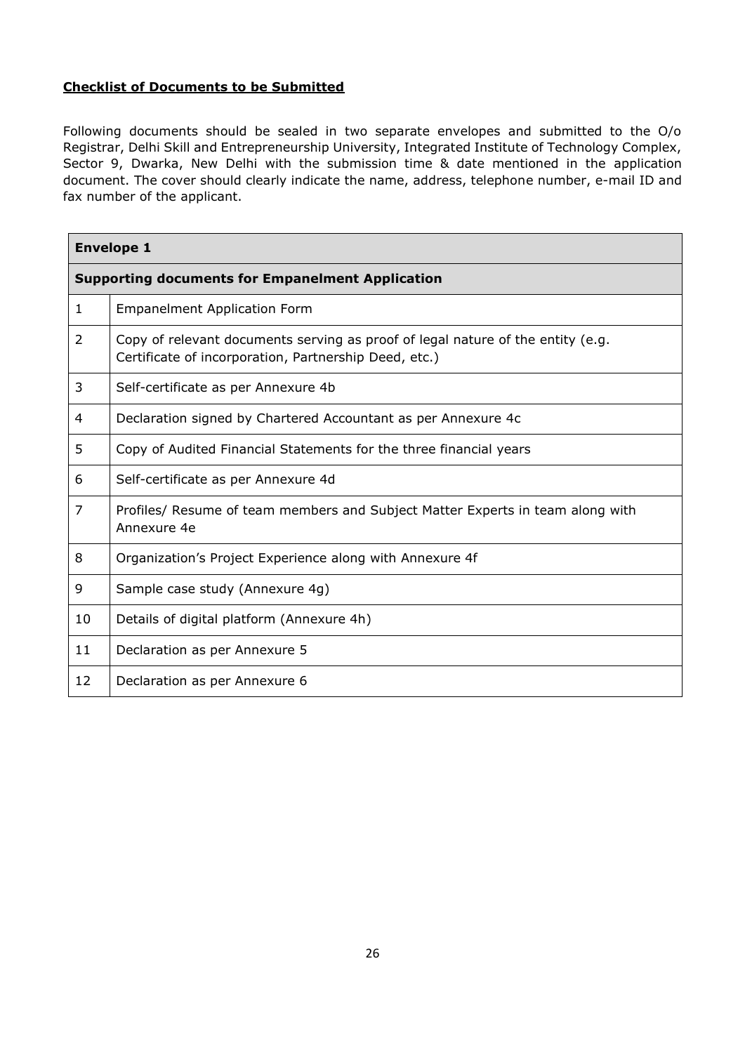**Checklist of Documents to be Submitted**

Following documents should be sealed in two separate envelopes and submitted to the O/o Registrar, Delhi Skill and Entrepreneurship University, Integrated Institute of Technology Complex, Sector 9, Dwarka, New Delhi with the submission time & date mentioned in the application document. The cover should clearly indicate the name, address, telephone number, e-mail ID and fax number of the applicant.

| **Envelope 1** | |
|---|---|
| **Supporting documents for Empanelment Application** | |
| 1 | Empanelment Application Form |
| 2 | Copy of relevant documents serving as proof of legal nature of the entity (e.g. Certificate of incorporation, Partnership Deed, etc.) |
| 3 | Self-certificate as per Annexure 4b |
| 4 | Declaration signed by Chartered Accountant as per Annexure 4c |
| 5 | Copy of Audited Financial Statements for the three financial years |
| 6 | Self-certificate as per Annexure 4d |
| 7 | Profiles/ Resume of team members and Subject Matter Experts in team along with Annexure 4e |
| 8 | Organization's Project Experience along with Annexure 4f |
| 9 | Sample case study (Annexure 4g) |
| 10 | Details of digital platform (Annexure 4h) |
| 11 | Declaration as per Annexure 5 |
| 12 | Declaration as per Annexure 6 |